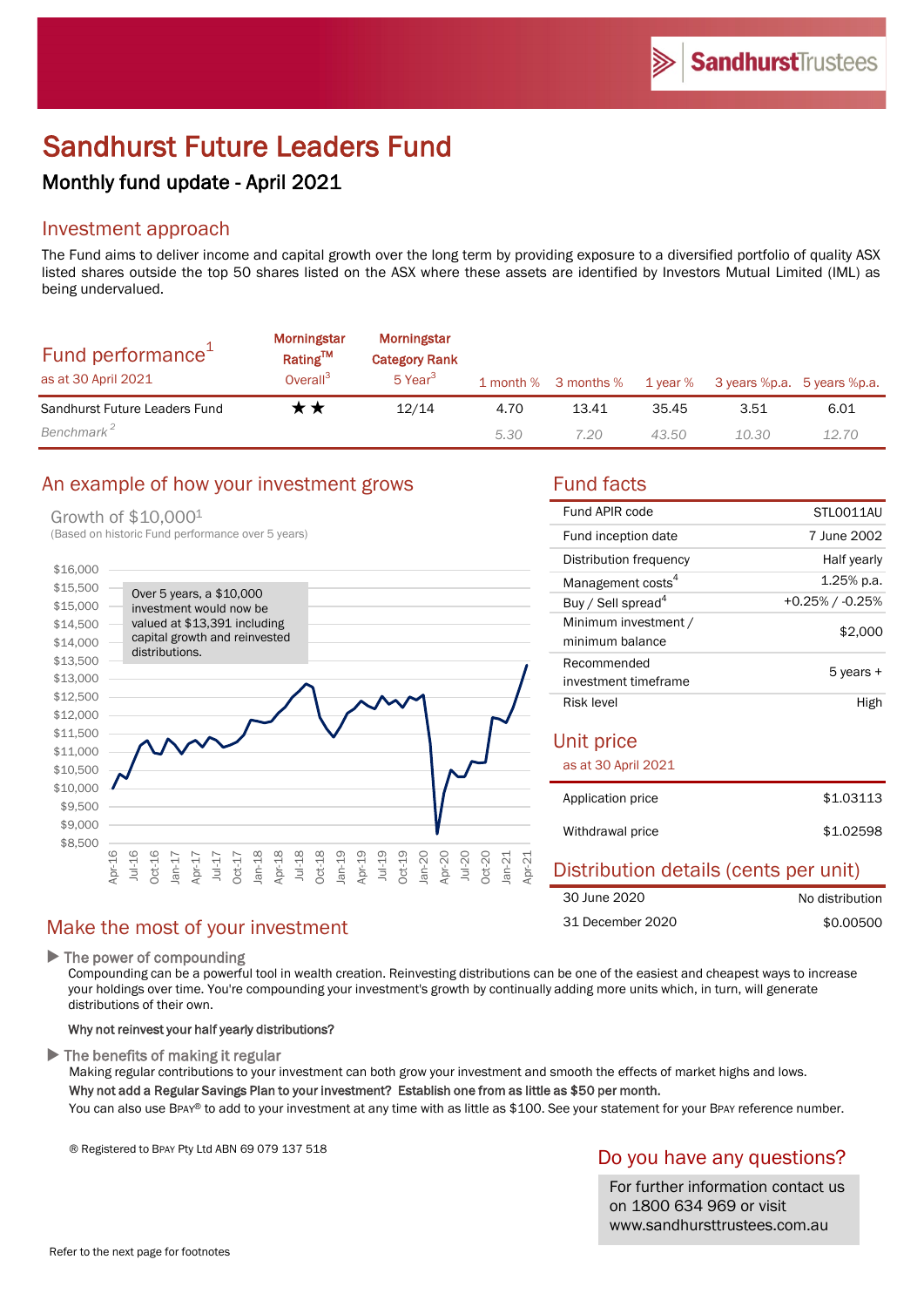# Sandhurst Future Leaders Fund

## Monthly fund update - April 2021

## Investment approach

The Fund aims to deliver income and capital growth over the long term by providing exposure to a diversified portfolio of quality ASX listed shares outside the top 50 shares listed on the ASX where these assets are identified by Investors Mutual Limited (IML) as being undervalued.

| Fund performance[1] as at 30 April 2021 | Morningstar Rating™ Overall[3] | Morningstar Category Rank 5 Year[3] | 1 month % | 3 months % | 1 year % | 3 years %p.a. | 5 years %p.a. |
|---|---|---|---|---|---|---|---|
| Sandhurst Future Leaders Fund | ★★ | 12/14 | 4.70 | 13.41 | 35.45 | 3.51 | 6.01 |
| *Benchmark[2]* | | | *5.30* | *7.20* | *43.50* | *10.30* | *12.70* |

## An example of how your investment grows

Growth of $10,000[1]
(Based on historic Fund performance over 5 years)

Over 5 years, a $10,000 investment would now be valued at $13,391 including capital growth and reinvested distributions.

## Fund facts

| | |
|---|---|
| Fund APIR code | STL0011AU |
| Fund inception date | 7 June 2002 |
| Distribution frequency | Half yearly |
| Management costs[4] | 1.25% p.a. |
| Buy / Sell spread[4] | +0.25% / -0.25% |
| Minimum investment / minimum balance | $2,000 |
| Recommended investment timeframe | 5 years + |
| Risk level | High |

## Unit price

as at 30 April 2021

| | |
|---|---|
| Application price | $1.03113 |
| Withdrawal price | $1.02598 |

## Distribution details (cents per unit)

| | |
|---|---|
| 30 June 2020 | No distribution |
| 31 December 2020 | $0.00500 |

## Make the most of your investment

**The power of compounding**

Compounding can be a powerful tool in wealth creation. Reinvesting distributions can be one of the easiest and cheapest ways to increase your holdings over time. You're compounding your investment's growth by continually adding more units which, in turn, will generate distributions of their own.

**Why not reinvest your half yearly distributions?**

**The benefits of making it regular**

Making regular contributions to your investment can both grow your investment and smooth the effects of market highs and lows.

**Why not add a Regular Savings Plan to your investment? Establish one from as little as $50 per month.**

You can also use BPAY® to add to your investment at any time with as little as $100. See your statement for your BPAY reference number.

® Registered to BPAY Pty Ltd ABN 69 079 137 518

## Do you have any questions?

For further information contact us on 1800 634 969 or visit www.sandhursttrustees.com.au

Refer to the next page for footnotes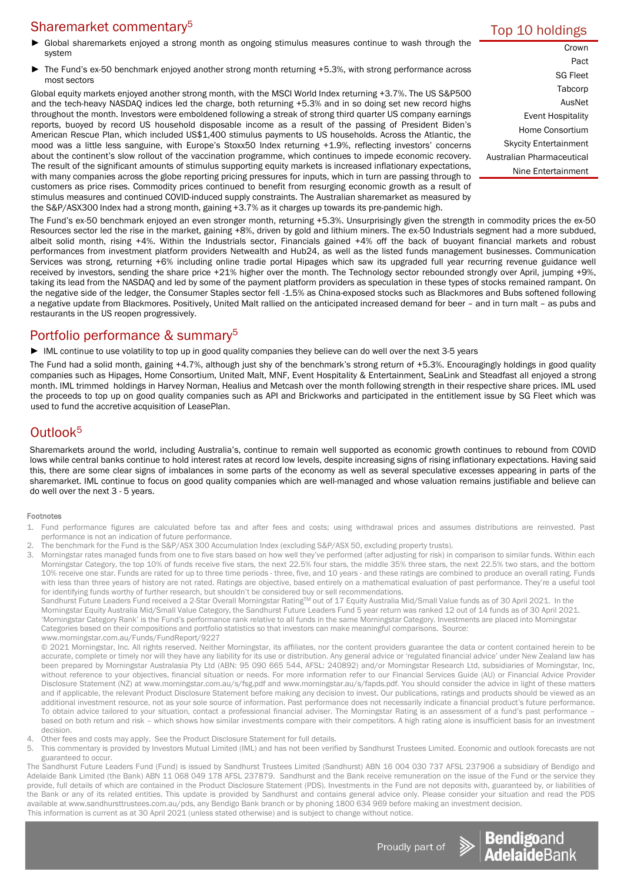## Sharemarket commentary[5]

- Global sharemarkets enjoyed a strong month as ongoing stimulus measures continue to wash through the system
- The Fund's ex-50 benchmark enjoyed another strong month returning +5.3%, with strong performance across most sectors

Global equity markets enjoyed another strong month, with the MSCI World Index returning +3.7%. The US S&P500 and the tech-heavy NASDAQ indices led the charge, both returning +5.3% and in so doing set new record highs throughout the month. Investors were emboldened following a streak of strong third quarter US company earnings reports, buoyed by record US household disposable income as a result of the passing of President Biden's American Rescue Plan, which included US$1,400 stimulus payments to US households. Across the Atlantic, the mood was a little less sanguine, with Europe's Stoxx50 Index returning +1.9%, reflecting investors' concerns about the continent's slow rollout of the vaccination programme, which continues to impede economic recovery. The result of the significant amounts of stimulus supporting equity markets is increased inflationary expectations, with many companies across the globe reporting pricing pressures for inputs, which in turn are passing through to customers as price rises. Commodity prices continued to benefit from resurging economic growth as a result of stimulus measures and continued COVID-induced supply constraints. The Australian sharemarket as measured by the S&P/ASX300 Index had a strong month, gaining +3.7% as it charges up towards its pre-pandemic high.

The Fund's ex-50 benchmark enjoyed an even stronger month, returning +5.3%. Unsurprisingly given the strength in commodity prices the ex-50 Resources sector led the rise in the market, gaining +8%, driven by gold and lithium miners. The ex-50 Industrials segment had a more subdued, albeit solid month, rising +4%. Within the Industrials sector, Financials gained +4% off the back of buoyant financial markets and robust performances from investment platform providers Netwealth and Hub24, as well as the listed funds management businesses. Communication Services was strong, returning +6% including online tradie portal Hipages which saw its upgraded full year recurring revenue guidance well received by investors, sending the share price +21% higher over the month. The Technology sector rebounded strongly over April, jumping +9%, taking its lead from the NASDAQ and led by some of the payment platform providers as speculation in these types of stocks remained rampant. On the negative side of the ledger, the Consumer Staples sector fell -1.5% as China-exposed stocks such as Blackmores and Bubs softened following a negative update from Blackmores. Positively, United Malt rallied on the anticipated increased demand for beer – and in turn malt – as pubs and restaurants in the US reopen progressively.

## Top 10 holdings

| |
|---|
| Crown |
| Pact |
| SG Fleet |
| Tabcorp |
| AusNet |
| Event Hospitality |
| Home Consortium |
| Skycity Entertainment |
| Australian Pharmaceutical |
| Nine Entertainment |

## Portfolio performance & summary[5]

- IML continue to use volatility to top up in good quality companies they believe can do well over the next 3-5 years

The Fund had a solid month, gaining +4.7%, although just shy of the benchmark's strong return of +5.3%. Encouragingly holdings in good quality companies such as Hipages, Home Consortium, United Malt, MNF, Event Hospitality & Entertainment, SeaLink and Steadfast all enjoyed a strong month. IML trimmed holdings in Harvey Norman, Healius and Metcash over the month following strength in their respective share prices. IML used the proceeds to top up on good quality companies such as API and Brickworks and participated in the entitlement issue by SG Fleet which was used to fund the accretive acquisition of LeasePlan.

## Outlook[5]

Sharemarkets around the world, including Australia's, continue to remain well supported as economic growth continues to rebound from COVID lows while central banks continue to hold interest rates at record low levels, despite increasing signs of rising inflationary expectations. Having said this, there are some clear signs of imbalances in some parts of the economy as well as several speculative excesses appearing in parts of the sharemarket. IML continue to focus on good quality companies which are well-managed and whose valuation remains justifiable and believe can do well over the next 3 - 5 years.

#### Footnotes

1. Fund performance figures are calculated before tax and after fees and costs; using withdrawal prices and assumes distributions are reinvested. Past performance is not an indication of future performance.
2. The benchmark for the Fund is the S&P/ASX 300 Accumulation Index (excluding S&P/ASX 50, excluding property trusts).
3. Morningstar rates managed funds from one to five stars based on how well they've performed (after adjusting for risk) in comparison to similar funds. Within each Morningstar Category, the top 10% of funds receive five stars, the next 22.5% four stars, the middle 35% three stars, the next 22.5% two stars, and the bottom 10% receive one star. Funds are rated for up to three time periods - three, five, and 10 years - and these ratings are combined to produce an overall rating. Funds with less than three years of history are not rated. Ratings are objective, based entirely on a mathematical evaluation of past performance. They're a useful tool for identifying funds worthy of further research, but shouldn't be considered buy or sell recommendations.
   Sandhurst Future Leaders Fund received a 2-Star Overall Morningstar Rating™ out of 17 Equity Australia Mid/Small Value funds as of 30 April 2021. In the Morningstar Equity Australia Mid/Small Value Category, the Sandhurst Future Leaders Fund 5 year return was ranked 12 out of 14 funds as of 30 April 2021. 'Morningstar Category Rank' is the Fund's performance rank relative to all funds in the same Morningstar Category. Investments are placed into Morningstar Categories based on their compositions and portfolio statistics so that investors can make meaningful comparisons. Source: www.morningstar.com.au/Funds/FundReport/9227
   © 2021 Morningstar, Inc. All rights reserved. Neither Morningstar, its affiliates, nor the content providers guarantee the data or content contained herein to be accurate, complete or timely nor will they have any liability for its use or distribution. Any general advice or 'regulated financial advice' under New Zealand law has been prepared by Morningstar Australasia Pty Ltd (ABN: 95 090 665 544, AFSL: 240892) and/or Morningstar Research Ltd, subsidiaries of Morningstar, Inc, without reference to your objectives, financial situation or needs. For more information refer to our Financial Services Guide (AU) or Financial Advice Provider Disclosure Statement (NZ) at www.morningstar.com.au/s/fsg.pdf and www.morningstar.au/s/fapds.pdf. You should consider the advice in light of these matters and if applicable, the relevant Product Disclosure Statement before making any decision to invest. Our publications, ratings and products should be viewed as an additional investment resource, not as your sole source of information. Past performance does not necessarily indicate a financial product's future performance. To obtain advice tailored to your situation, contact a professional financial adviser. The Morningstar Rating is an assessment of a fund's past performance – based on both return and risk – which shows how similar investments compare with their competitors. A high rating alone is insufficient basis for an investment decision.
4. Other fees and costs may apply. See the Product Disclosure Statement for full details.
5. This commentary is provided by Investors Mutual Limited (IML) and has not been verified by Sandhurst Trustees Limited. Economic and outlook forecasts are not guaranteed to occur.

The Sandhurst Future Leaders Fund (Fund) is issued by Sandhurst Trustees Limited (Sandhurst) ABN 16 004 030 737 AFSL 237906 a subsidiary of Bendigo and Adelaide Bank Limited (the Bank) ABN 11 068 049 178 AFSL 237879. Sandhurst and the Bank receive remuneration on the issue of the Fund or the service they provide, full details of which are contained in the Product Disclosure Statement (PDS). Investments in the Fund are not deposits with, guaranteed by, or liabilities of the Bank or any of its related entities. This update is provided by Sandhurst and contains general advice only. Please consider your situation and read the PDS available at www.sandhursttrustees.com.au/pds, any Bendigo Bank branch or by phoning 1800 634 969 before making an investment decision.
This information is current as at 30 April 2021 (unless stated otherwise) and is subject to change without notice.

Proudly part of Bendigo and Adelaide Bank